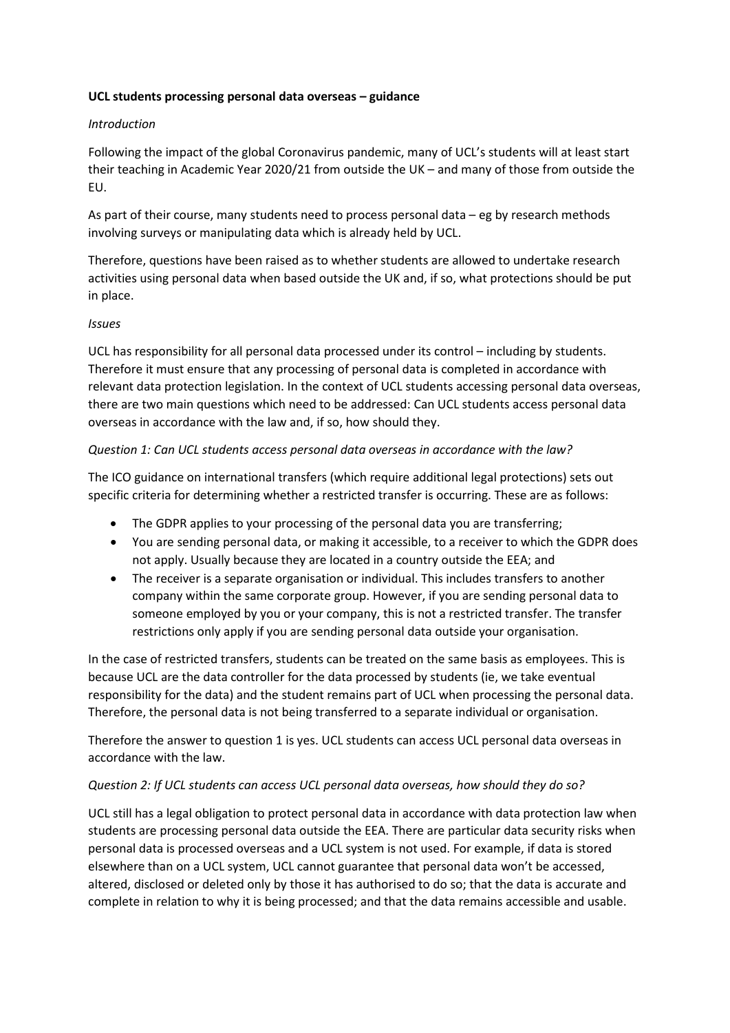**UCL students processing personal data overseas – guidance**

*Introduction*

Following the impact of the global Coronavirus pandemic, many of UCL's students will at least start their teaching in Academic Year 2020/21 from outside the UK – and many of those from outside the EU.

As part of their course, many students need to process personal data – eg by research methods involving surveys or manipulating data which is already held by UCL.

Therefore, questions have been raised as to whether students are allowed to undertake research activities using personal data when based outside the UK and, if so, what protections should be put in place.

*Issues*

UCL has responsibility for all personal data processed under its control – including by students. Therefore it must ensure that any processing of personal data is completed in accordance with relevant data protection legislation. In the context of UCL students accessing personal data overseas, there are two main questions which need to be addressed: Can UCL students access personal data overseas in accordance with the law and, if so, how should they.

*Question 1: Can UCL students access personal data overseas in accordance with the law?*

The ICO guidance on international transfers (which require additional legal protections) sets out specific criteria for determining whether a restricted transfer is occurring. These are as follows:

- The GDPR applies to your processing of the personal data you are transferring;
- You are sending personal data, or making it accessible, to a receiver to which the GDPR does not apply. Usually because they are located in a country outside the EEA; and
- The receiver is a separate organisation or individual. This includes transfers to another company within the same corporate group. However, if you are sending personal data to someone employed by you or your company, this is not a restricted transfer. The transfer restrictions only apply if you are sending personal data outside your organisation.

In the case of restricted transfers, students can be treated on the same basis as employees. This is because UCL are the data controller for the data processed by students (ie, we take eventual responsibility for the data) and the student remains part of UCL when processing the personal data. Therefore, the personal data is not being transferred to a separate individual or organisation.

Therefore the answer to question 1 is yes. UCL students can access UCL personal data overseas in accordance with the law.

*Question 2: If UCL students can access UCL personal data overseas, how should they do so?*

UCL still has a legal obligation to protect personal data in accordance with data protection law when students are processing personal data outside the EEA. There are particular data security risks when personal data is processed overseas and a UCL system is not used. For example, if data is stored elsewhere than on a UCL system, UCL cannot guarantee that personal data won't be accessed, altered, disclosed or deleted only by those it has authorised to do so; that the data is accurate and complete in relation to why it is being processed; and that the data remains accessible and usable.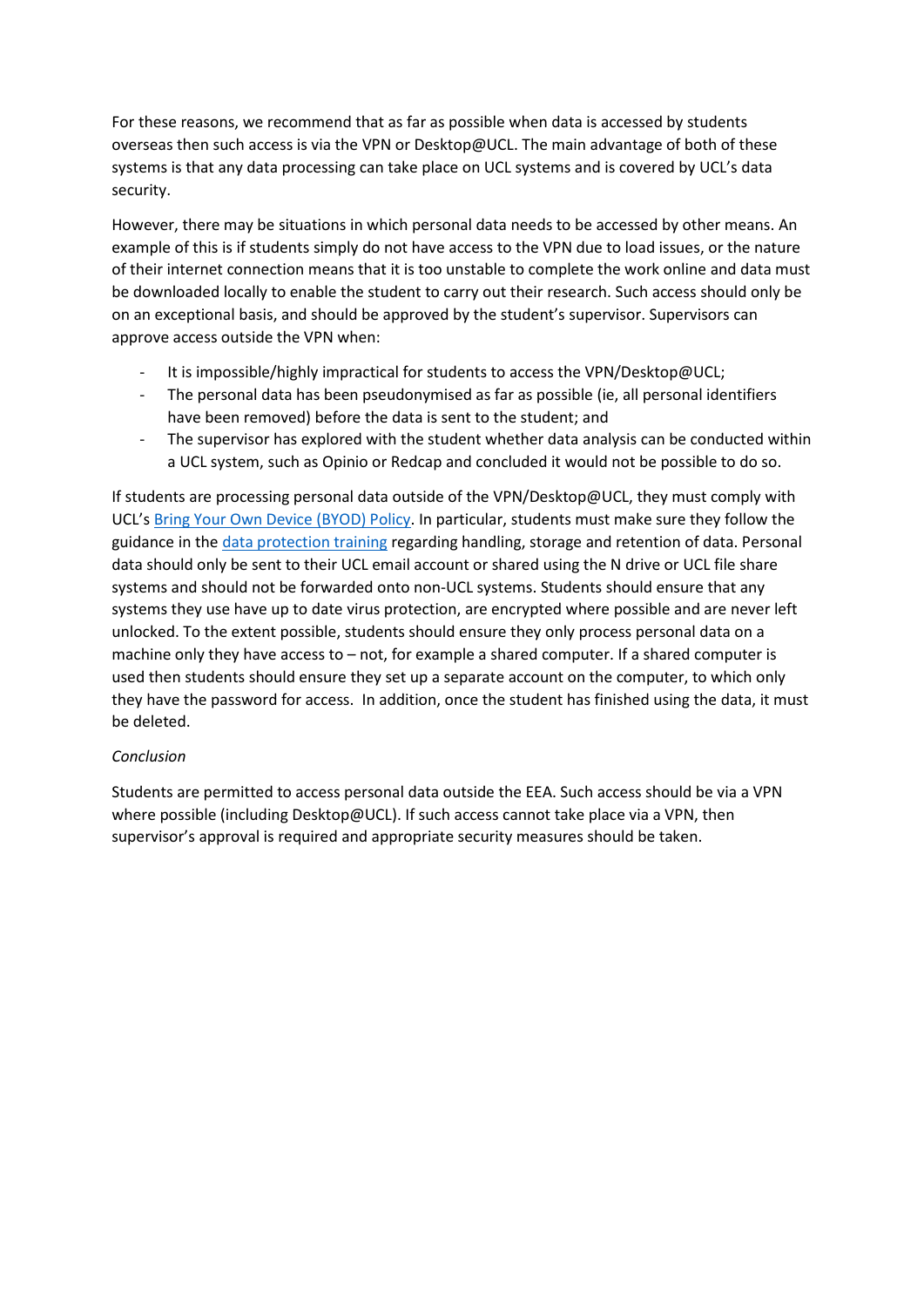For these reasons, we recommend that as far as possible when data is accessed by students overseas then such access is via the VPN or Desktop@UCL. The main advantage of both of these systems is that any data processing can take place on UCL systems and is covered by UCL's data security.

However, there may be situations in which personal data needs to be accessed by other means. An example of this is if students simply do not have access to the VPN due to load issues, or the nature of their internet connection means that it is too unstable to complete the work online and data must be downloaded locally to enable the student to carry out their research. Such access should only be on an exceptional basis, and should be approved by the student's supervisor. Supervisors can approve access outside the VPN when:

- It is impossible/highly impractical for students to access the VPN/Desktop@UCL;
- The personal data has been pseudonymised as far as possible (ie, all personal identifiers have been removed) before the data is sent to the student; and
- The supervisor has explored with the student whether data analysis can be conducted within a UCL system, such as Opinio or Redcap and concluded it would not be possible to do so.

If students are processing personal data outside of the VPN/Desktop@UCL, they must comply with UCL's [Bring Your Own Device (BYOD) Policy](). In particular, students must make sure they follow the guidance in the [data protection training]() regarding handling, storage and retention of data. Personal data should only be sent to their UCL email account or shared using the N drive or UCL file share systems and should not be forwarded onto non-UCL systems. Students should ensure that any systems they use have up to date virus protection, are encrypted where possible and are never left unlocked. To the extent possible, students should ensure they only process personal data on a machine only they have access to – not, for example a shared computer. If a shared computer is used then students should ensure they set up a separate account on the computer, to which only they have the password for access. In addition, once the student has finished using the data, it must be deleted.

*Conclusion*

Students are permitted to access personal data outside the EEA. Such access should be via a VPN where possible (including Desktop@UCL). If such access cannot take place via a VPN, then supervisor's approval is required and appropriate security measures should be taken.